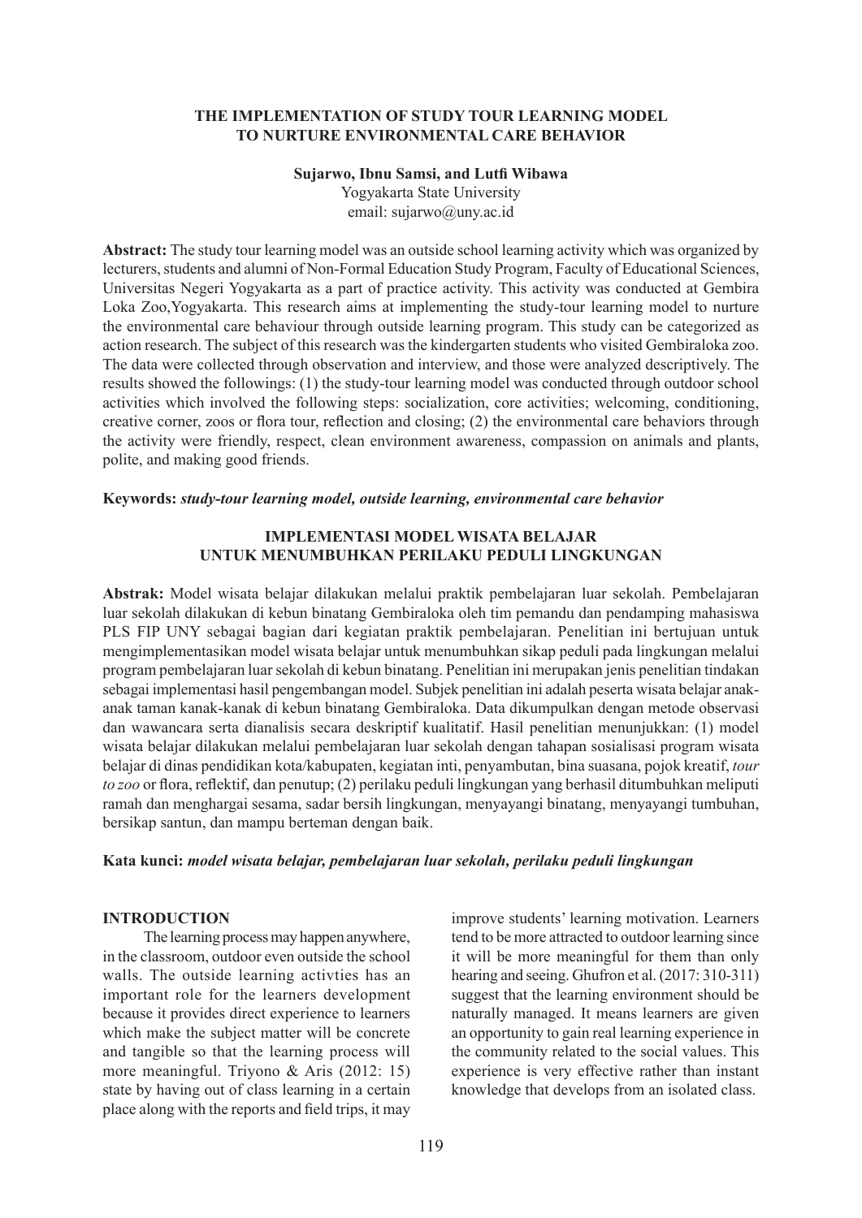# THE IMPLEMENTATION OF STUDY TOUR LEARNING MODEL TO NURTURE ENVIRONMENTAL CARE BEHAVIOR

**Sujarwo, Ibnu Samsi, and Lutfi Wibawa**

Yogyakarta State University

email: sujarwo@uny.ac.id

**Abstract:** The study tour learning model was an outside school learning activity which was organized by lecturers, students and alumni of Non-Formal Education Study Program, Faculty of Educational Sciences, Universitas Negeri Yogyakarta as a part of practice activity. This activity was conducted at Gembira Loka Zoo,Yogyakarta. This research aims at implementing the study-tour learning model to nurture the environmental care behaviour through outside learning program. This study can be categorized as action research. The subject of this research was the kindergarten students who visited Gembiraloka zoo. The data were collected through observation and interview, and those were analyzed descriptively. The results showed the followings: (1) the study-tour learning model was conducted through outdoor school activities which involved the following steps: socialization, core activities; welcoming, conditioning, creative corner, zoos or flora tour, reflection and closing; (2) the environmental care behaviors through the activity were friendly, respect, clean environment awareness, compassion on animals and plants, polite, and making good friends.

**Keywords:** ***study-tour learning model, outside learning, environmental care behavior***

# IMPLEMENTASI MODEL WISATA BELAJAR UNTUK MENUMBUHKAN PERILAKU PEDULI LINGKUNGAN

**Abstrak:** Model wisata belajar dilakukan melalui praktik pembelajaran luar sekolah. Pembelajaran luar sekolah dilakukan di kebun binatang Gembiraloka oleh tim pemandu dan pendamping mahasiswa PLS FIP UNY sebagai bagian dari kegiatan praktik pembelajaran. Penelitian ini bertujuan untuk mengimplementasikan model wisata belajar untuk menumbuhkan sikap peduli pada lingkungan melalui program pembelajaran luar sekolah di kebun binatang. Penelitian ini merupakan jenis penelitian tindakan sebagai implementasi hasil pengembangan model. Subjek penelitian ini adalah peserta wisata belajar anak-anak taman kanak-kanak di kebun binatang Gembiraloka. Data dikumpulkan dengan metode observasi dan wawancara serta dianalisis secara deskriptif kualitatif. Hasil penelitian menunjukkan: (1) model wisata belajar dilakukan melalui pembelajaran luar sekolah dengan tahapan sosialisasi program wisata belajar di dinas pendidikan kota/kabupaten, kegiatan inti, penyambutan, bina suasana, pojok kreatif, *tour to zoo* or flora, reflektif, dan penutup; (2) perilaku peduli lingkungan yang berhasil ditumbuhkan meliputi ramah dan menghargai sesama, sadar bersih lingkungan, menyayangi binatang, menyayangi tumbuhan, bersikap santun, dan mampu berteman dengan baik.

**Kata kunci:** ***model wisata belajar, pembelajaran luar sekolah, perilaku peduli lingkungan***

## INTRODUCTION

The learning process may happen anywhere, in the classroom, outdoor even outside the school walls. The outside learning activties has an important role for the learners development because it provides direct experience to learners which make the subject matter will be concrete and tangible so that the learning process will more meaningful. Triyono & Aris (2012: 15) state by having out of class learning in a certain place along with the reports and field trips, it may improve students' learning motivation. Learners tend to be more attracted to outdoor learning since it will be more meaningful for them than only hearing and seeing. Ghufron et al. (2017: 310-311) suggest that the learning environment should be naturally managed. It means learners are given an opportunity to gain real learning experience in the community related to the social values. This experience is very effective rather than instant knowledge that develops from an isolated class.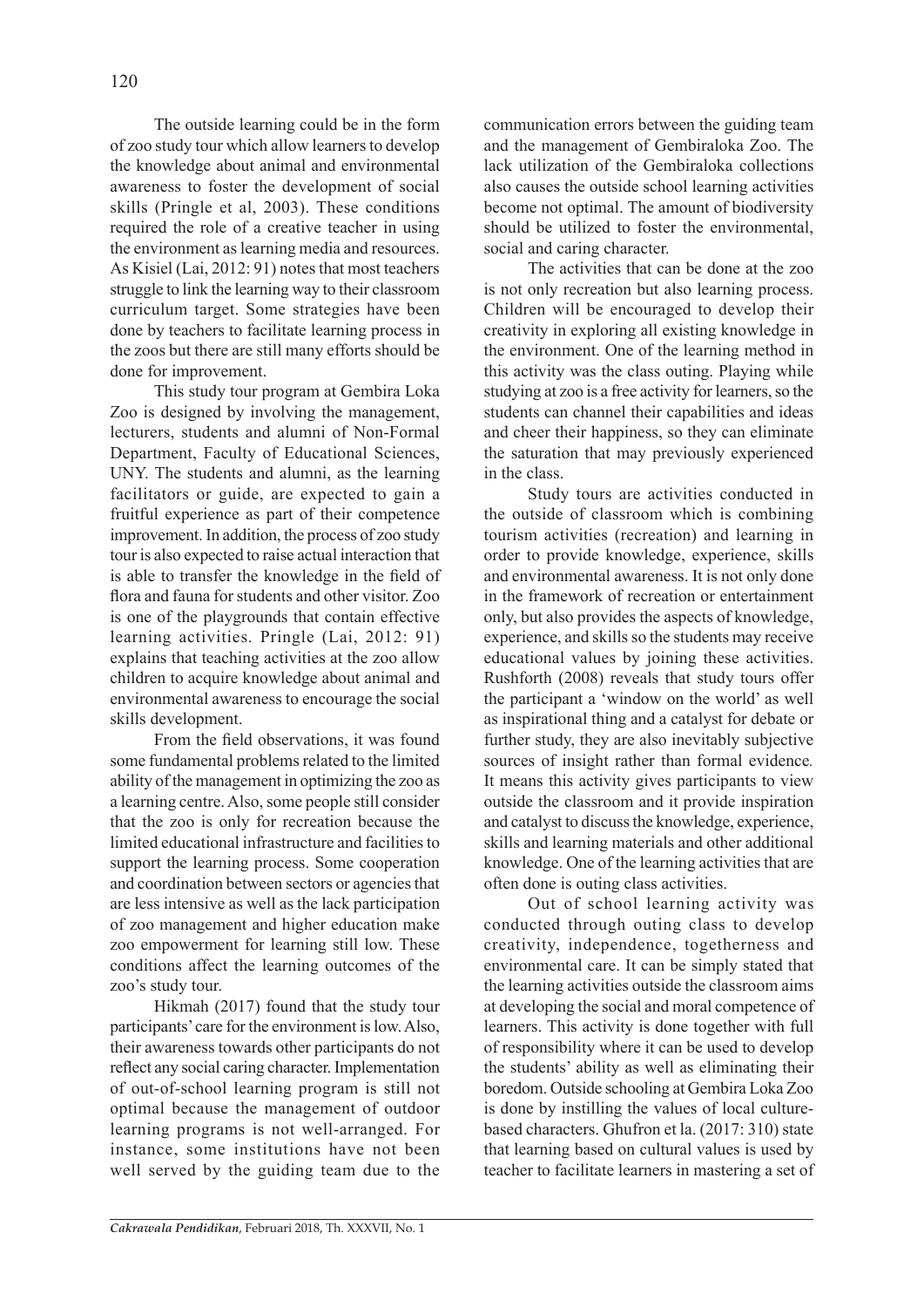The outside learning could be in the form of zoo study tour which allow learners to develop the knowledge about animal and environmental awareness to foster the development of social skills (Pringle et al, 2003). These conditions required the role of a creative teacher in using the environment as learning media and resources. As Kisiel (Lai, 2012: 91) notes that most teachers struggle to link the learning way to their classroom curriculum target. Some strategies have been done by teachers to facilitate learning process in the zoos but there are still many efforts should be done for improvement.

This study tour program at Gembira Loka Zoo is designed by involving the management, lecturers, students and alumni of Non-Formal Department, Faculty of Educational Sciences, UNY. The students and alumni, as the learning facilitators or guide, are expected to gain a fruitful experience as part of their competence improvement. In addition, the process of zoo study tour is also expected to raise actual interaction that is able to transfer the knowledge in the field of flora and fauna for students and other visitor. Zoo is one of the playgrounds that contain effective learning activities. Pringle (Lai, 2012: 91) explains that teaching activities at the zoo allow children to acquire knowledge about animal and environmental awareness to encourage the social skills development.

From the field observations, it was found some fundamental problems related to the limited ability of the management in optimizing the zoo as a learning centre. Also, some people still consider that the zoo is only for recreation because the limited educational infrastructure and facilities to support the learning process. Some cooperation and coordination between sectors or agencies that are less intensive as well as the lack participation of zoo management and higher education make zoo empowerment for learning still low. These conditions affect the learning outcomes of the zoo's study tour.

Hikmah (2017) found that the study tour participants' care for the environment is low. Also, their awareness towards other participants do not reflect any social caring character. Implementation of out-of-school learning program is still not optimal because the management of outdoor learning programs is not well-arranged. For instance, some institutions have not been well served by the guiding team due to the communication errors between the guiding team and the management of Gembiraloka Zoo. The lack utilization of the Gembiraloka collections also causes the outside school learning activities become not optimal. The amount of biodiversity should be utilized to foster the environmental, social and caring character.

The activities that can be done at the zoo is not only recreation but also learning process. Children will be encouraged to develop their creativity in exploring all existing knowledge in the environment. One of the learning method in this activity was the class outing. Playing while studying at zoo is a free activity for learners, so the students can channel their capabilities and ideas and cheer their happiness, so they can eliminate the saturation that may previously experienced in the class.

Study tours are activities conducted in the outside of classroom which is combining tourism activities (recreation) and learning in order to provide knowledge, experience, skills and environmental awareness. It is not only done in the framework of recreation or entertainment only, but also provides the aspects of knowledge, experience, and skills so the students may receive educational values by joining these activities. Rushforth (2008) reveals that study tours offer the participant a 'window on the world' as well as inspirational thing and a catalyst for debate or further study, they are also inevitably subjective sources of insight rather than formal evidence*.* It means this activity gives participants to view outside the classroom and it provide inspiration and catalyst to discuss the knowledge, experience, skills and learning materials and other additional knowledge. One of the learning activities that are often done is outing class activities.

Out of school learning activity was conducted through outing class to develop creativity, independence, togetherness and environmental care. It can be simply stated that the learning activities outside the classroom aims at developing the social and moral competence of learners. This activity is done together with full of responsibility where it can be used to develop the students' ability as well as eliminating their boredom. Outside schooling at Gembira Loka Zoo is done by instilling the values of local culture-based characters. Ghufron et la. (2017: 310) state that learning based on cultural values is used by teacher to facilitate learners in mastering a set of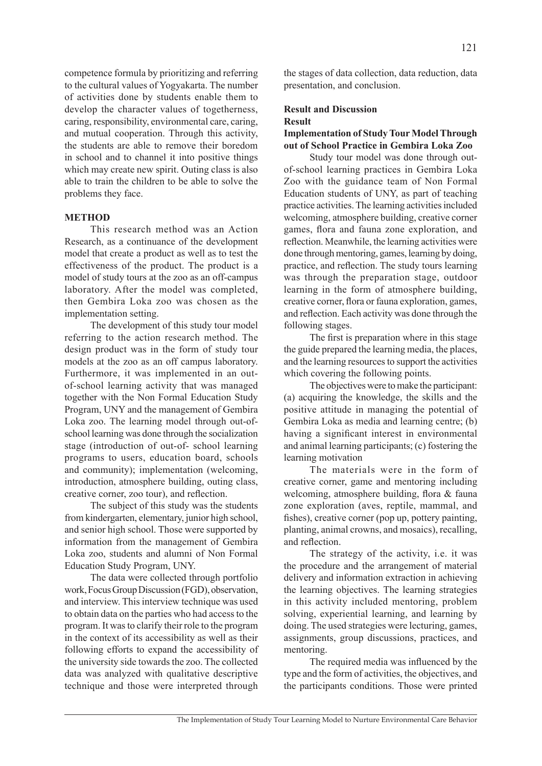competence formula by prioritizing and referring to the cultural values of Yogyakarta. The number of activities done by students enable them to develop the character values of togetherness, caring, responsibility, environmental care, caring, and mutual cooperation. Through this activity, the students are able to remove their boredom in school and to channel it into positive things which may create new spirit. Outing class is also able to train the children to be able to solve the problems they face.

## METHOD

This research method was an Action Research, as a continuance of the development model that create a product as well as to test the effectiveness of the product. The product is a model of study tours at the zoo as an off-campus laboratory. After the model was completed, then Gembira Loka zoo was chosen as the implementation setting.

The development of this study tour model referring to the action research method. The design product was in the form of study tour models at the zoo as an off campus laboratory. Furthermore, it was implemented in an out-of-school learning activity that was managed together with the Non Formal Education Study Program, UNY and the management of Gembira Loka zoo. The learning model through out-of-school learning was done through the socialization stage (introduction of out-of- school learning programs to users, education board, schools and community); implementation (welcoming, introduction, atmosphere building, outing class, creative corner, zoo tour), and reflection.

The subject of this study was the students from kindergarten, elementary, junior high school, and senior high school. Those were supported by information from the management of Gembira Loka zoo, students and alumni of Non Formal Education Study Program, UNY.

The data were collected through portfolio work, Focus Group Discussion (FGD), observation, and interview. This interview technique was used to obtain data on the parties who had access to the program. It was to clarify their role to the program in the context of its accessibility as well as their following efforts to expand the accessibility of the university side towards the zoo. The collected data was analyzed with qualitative descriptive technique and those were interpreted through the stages of data collection, data reduction, data presentation, and conclusion.

## Result and Discussion

### Result

#### Implementation of Study Tour Model Through out of School Practice in Gembira Loka Zoo

Study tour model was done through out-of-school learning practices in Gembira Loka Zoo with the guidance team of Non Formal Education students of UNY, as part of teaching practice activities. The learning activities included welcoming, atmosphere building, creative corner games, flora and fauna zone exploration, and reflection. Meanwhile, the learning activities were done through mentoring, games, learning by doing, practice, and reflection. The study tours learning was through the preparation stage, outdoor learning in the form of atmosphere building, creative corner, flora or fauna exploration, games, and reflection. Each activity was done through the following stages.

The first is preparation where in this stage the guide prepared the learning media, the places, and the learning resources to support the activities which covering the following points.

The objectives were to make the participant: (a) acquiring the knowledge, the skills and the positive attitude in managing the potential of Gembira Loka as media and learning centre; (b) having a significant interest in environmental and animal learning participants; (c) fostering the learning motivation

The materials were in the form of creative corner, game and mentoring including welcoming, atmosphere building, flora & fauna zone exploration (aves, reptile, mammal, and fishes), creative corner (pop up, pottery painting, planting, animal crowns, and mosaics), recalling, and reflection.

The strategy of the activity, i.e. it was the procedure and the arrangement of material delivery and information extraction in achieving the learning objectives. The learning strategies in this activity included mentoring, problem solving, experiential learning, and learning by doing. The used strategies were lecturing, games, assignments, group discussions, practices, and mentoring.

The required media was influenced by the type and the form of activities, the objectives, and the participants conditions. Those were printed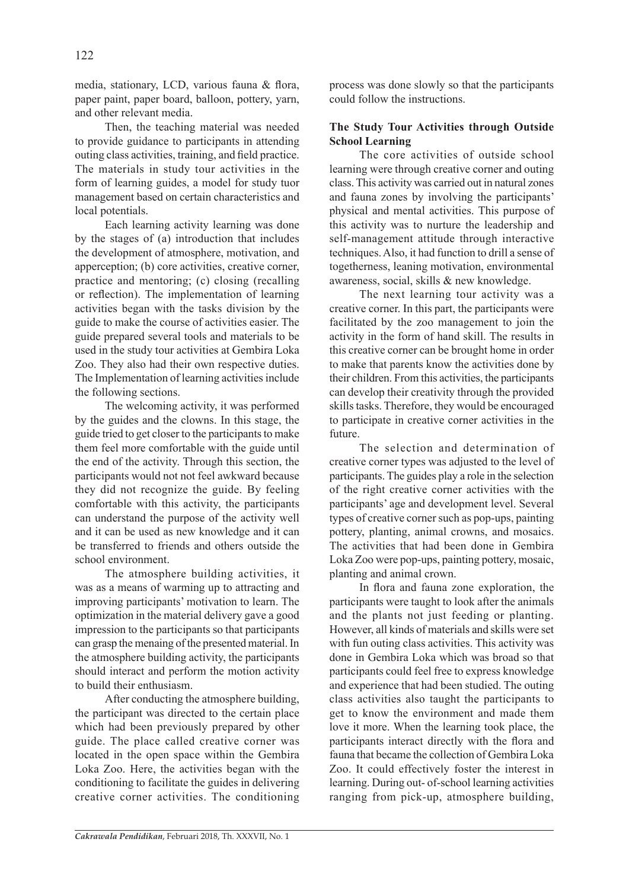media, stationary, LCD, various fauna & flora, paper paint, paper board, balloon, pottery, yarn, and other relevant media.

Then, the teaching material was needed to provide guidance to participants in attending outing class activities, training, and field practice. The materials in study tour activities in the form of learning guides, a model for study tuor management based on certain characteristics and local potentials.

Each learning activity learning was done by the stages of (a) introduction that includes the development of atmosphere, motivation, and apperception; (b) core activities, creative corner, practice and mentoring; (c) closing (recalling or reflection). The implementation of learning activities began with the tasks division by the guide to make the course of activities easier. The guide prepared several tools and materials to be used in the study tour activities at Gembira Loka Zoo. They also had their own respective duties. The Implementation of learning activities include the following sections.

The welcoming activity, it was performed by the guides and the clowns. In this stage, the guide tried to get closer to the participants to make them feel more comfortable with the guide until the end of the activity. Through this section, the participants would not not feel awkward because they did not recognize the guide. By feeling comfortable with this activity, the participants can understand the purpose of the activity well and it can be used as new knowledge and it can be transferred to friends and others outside the school environment.

The atmosphere building activities, it was as a means of warming up to attracting and improving participants' motivation to learn. The optimization in the material delivery gave a good impression to the participants so that participants can grasp the menaing of the presented material. In the atmosphere building activity, the participants should interact and perform the motion activity to build their enthusiasm.

After conducting the atmosphere building, the participant was directed to the certain place which had been previously prepared by other guide. The place called creative corner was located in the open space within the Gembira Loka Zoo. Here, the activities began with the conditioning to facilitate the guides in delivering creative corner activities. The conditioning process was done slowly so that the participants could follow the instructions.

**The Study Tour Activities through Outside School Learning**

The core activities of outside school learning were through creative corner and outing class. This activity was carried out in natural zones and fauna zones by involving the participants' physical and mental activities. This purpose of this activity was to nurture the leadership and self-management attitude through interactive techniques. Also, it had function to drill a sense of togetherness, leaning motivation, environmental awareness, social, skills & new knowledge.

The next learning tour activity was a creative corner. In this part, the participants were facilitated by the zoo management to join the activity in the form of hand skill. The results in this creative corner can be brought home in order to make that parents know the activities done by their children. From this activities, the participants can develop their creativity through the provided skills tasks. Therefore, they would be encouraged to participate in creative corner activities in the future.

The selection and determination of creative corner types was adjusted to the level of participants. The guides play a role in the selection of the right creative corner activities with the participants' age and development level. Several types of creative corner such as pop-ups, painting pottery, planting, animal crowns, and mosaics. The activities that had been done in Gembira Loka Zoo were pop-ups, painting pottery, mosaic, planting and animal crown.

In flora and fauna zone exploration, the participants were taught to look after the animals and the plants not just feeding or planting. However, all kinds of materials and skills were set with fun outing class activities. This activity was done in Gembira Loka which was broad so that participants could feel free to express knowledge and experience that had been studied. The outing class activities also taught the participants to get to know the environment and made them love it more. When the learning took place, the participants interact directly with the flora and fauna that became the collection of Gembira Loka Zoo. It could effectively foster the interest in learning. During out- of-school learning activities ranging from pick-up, atmosphere building,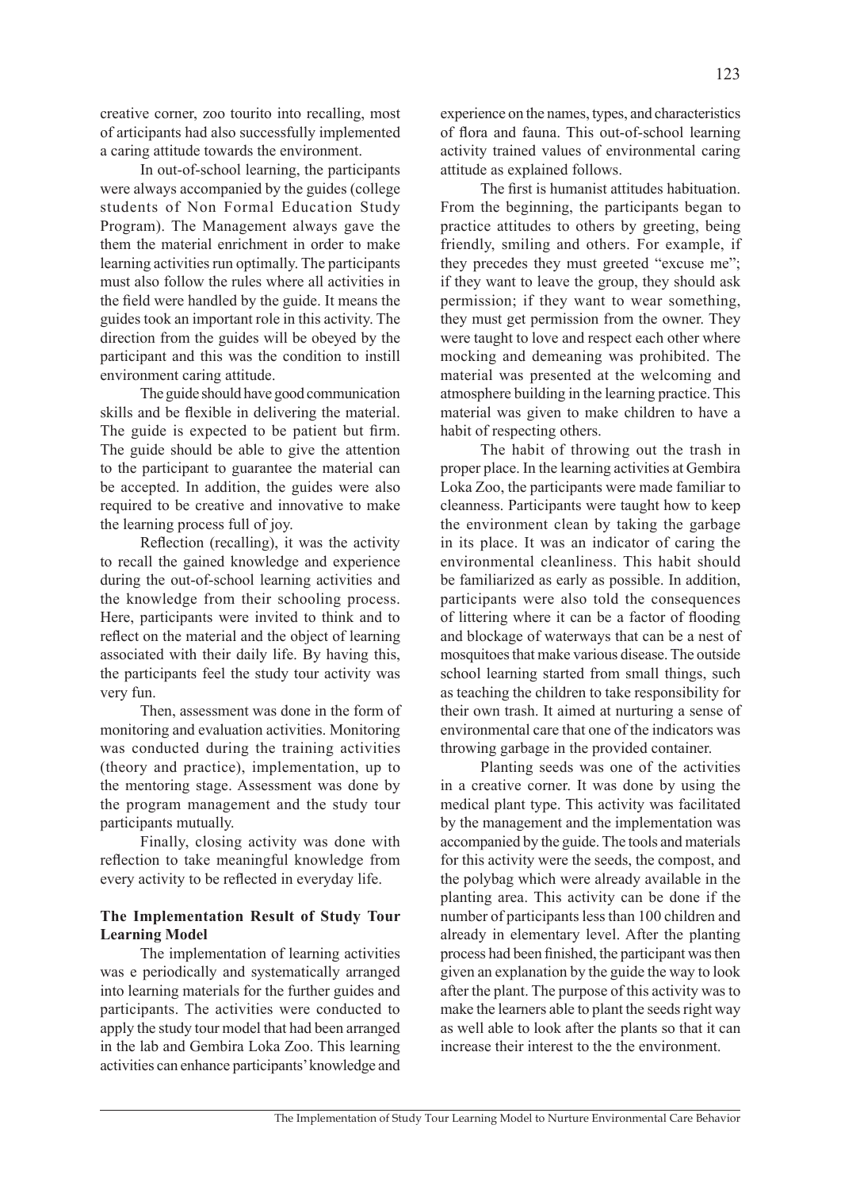creative corner, zoo tourito into recalling, most of articipants had also successfully implemented a caring attitude towards the environment.

In out-of-school learning, the participants were always accompanied by the guides (college students of Non Formal Education Study Program). The Management always gave the them the material enrichment in order to make learning activities run optimally. The participants must also follow the rules where all activities in the field were handled by the guide. It means the guides took an important role in this activity. The direction from the guides will be obeyed by the participant and this was the condition to instill environment caring attitude.

The guide should have good communication skills and be flexible in delivering the material. The guide is expected to be patient but firm. The guide should be able to give the attention to the participant to guarantee the material can be accepted. In addition, the guides were also required to be creative and innovative to make the learning process full of joy.

Reflection (recalling), it was the activity to recall the gained knowledge and experience during the out-of-school learning activities and the knowledge from their schooling process. Here, participants were invited to think and to reflect on the material and the object of learning associated with their daily life. By having this, the participants feel the study tour activity was very fun.

Then, assessment was done in the form of monitoring and evaluation activities. Monitoring was conducted during the training activities (theory and practice), implementation, up to the mentoring stage. Assessment was done by the program management and the study tour participants mutually.

Finally, closing activity was done with reflection to take meaningful knowledge from every activity to be reflected in everyday life.

**The Implementation Result of Study Tour Learning Model**

The implementation of learning activities was e periodically and systematically arranged into learning materials for the further guides and participants. The activities were conducted to apply the study tour model that had been arranged in the lab and Gembira Loka Zoo. This learning activities can enhance participants' knowledge and experience on the names, types, and characteristics of flora and fauna. This out-of-school learning activity trained values of environmental caring attitude as explained follows.

The first is humanist attitudes habituation. From the beginning, the participants began to practice attitudes to others by greeting, being friendly, smiling and others. For example, if they precedes they must greeted "excuse me"; if they want to leave the group, they should ask permission; if they want to wear something, they must get permission from the owner. They were taught to love and respect each other where mocking and demeaning was prohibited. The material was presented at the welcoming and atmosphere building in the learning practice. This material was given to make children to have a habit of respecting others.

The habit of throwing out the trash in proper place. In the learning activities at Gembira Loka Zoo, the participants were made familiar to cleanness. Participants were taught how to keep the environment clean by taking the garbage in its place. It was an indicator of caring the environmental cleanliness. This habit should be familiarized as early as possible. In addition, participants were also told the consequences of littering where it can be a factor of flooding and blockage of waterways that can be a nest of mosquitoes that make various disease. The outside school learning started from small things, such as teaching the children to take responsibility for their own trash. It aimed at nurturing a sense of environmental care that one of the indicators was throwing garbage in the provided container.

Planting seeds was one of the activities in a creative corner. It was done by using the medical plant type. This activity was facilitated by the management and the implementation was accompanied by the guide. The tools and materials for this activity were the seeds, the compost, and the polybag which were already available in the planting area. This activity can be done if the number of participants less than 100 children and already in elementary level. After the planting process had been finished, the participant was then given an explanation by the guide the way to look after the plant. The purpose of this activity was to make the learners able to plant the seeds right way as well able to look after the plants so that it can increase their interest to the the environment.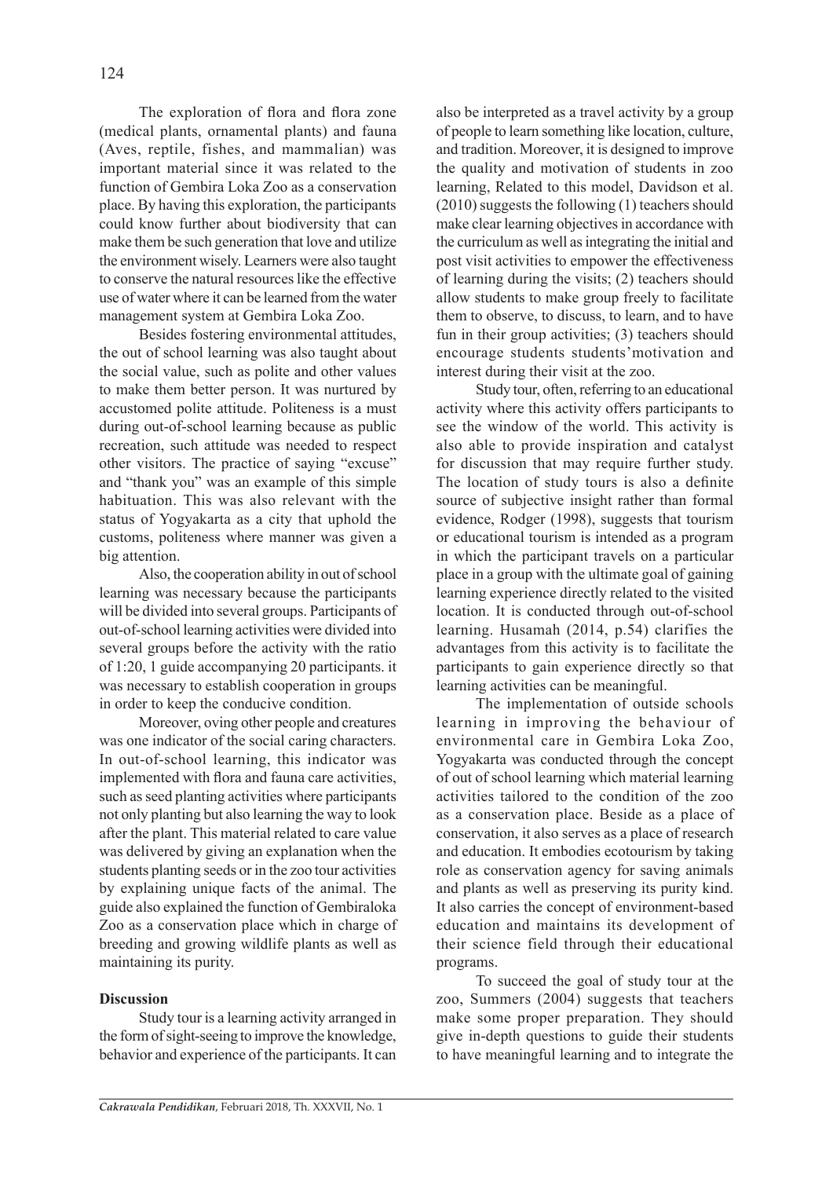The exploration of flora and flora zone (medical plants, ornamental plants) and fauna (Aves, reptile, fishes, and mammalian) was important material since it was related to the function of Gembira Loka Zoo as a conservation place. By having this exploration, the participants could know further about biodiversity that can make them be such generation that love and utilize the environment wisely. Learners were also taught to conserve the natural resources like the effective use of water where it can be learned from the water management system at Gembira Loka Zoo.

Besides fostering environmental attitudes, the out of school learning was also taught about the social value, such as polite and other values to make them better person. It was nurtured by accustomed polite attitude. Politeness is a must during out-of-school learning because as public recreation, such attitude was needed to respect other visitors. The practice of saying "excuse" and "thank you" was an example of this simple habituation. This was also relevant with the status of Yogyakarta as a city that uphold the customs, politeness where manner was given a big attention.

Also, the cooperation ability in out of school learning was necessary because the participants will be divided into several groups. Participants of out-of-school learning activities were divided into several groups before the activity with the ratio of 1:20, 1 guide accompanying 20 participants. it was necessary to establish cooperation in groups in order to keep the conducive condition.

Moreover, oving other people and creatures was one indicator of the social caring characters. In out-of-school learning, this indicator was implemented with flora and fauna care activities, such as seed planting activities where participants not only planting but also learning the way to look after the plant. This material related to care value was delivered by giving an explanation when the students planting seeds or in the zoo tour activities by explaining unique facts of the animal. The guide also explained the function of Gembiraloka Zoo as a conservation place which in charge of breeding and growing wildlife plants as well as maintaining its purity.

## Discussion

Study tour is a learning activity arranged in the form of sight-seeing to improve the knowledge, behavior and experience of the participants. It can also be interpreted as a travel activity by a group of people to learn something like location, culture, and tradition. Moreover, it is designed to improve the quality and motivation of students in zoo learning, Related to this model, Davidson et al. (2010) suggests the following (1) teachers should make clear learning objectives in accordance with the curriculum as well as integrating the initial and post visit activities to empower the effectiveness of learning during the visits; (2) teachers should allow students to make group freely to facilitate them to observe, to discuss, to learn, and to have fun in their group activities; (3) teachers should encourage students students'motivation and interest during their visit at the zoo.

Study tour, often, referring to an educational activity where this activity offers participants to see the window of the world. This activity is also able to provide inspiration and catalyst for discussion that may require further study. The location of study tours is also a definite source of subjective insight rather than formal evidence, Rodger (1998), suggests that tourism or educational tourism is intended as a program in which the participant travels on a particular place in a group with the ultimate goal of gaining learning experience directly related to the visited location. It is conducted through out-of-school learning. Husamah (2014, p.54) clarifies the advantages from this activity is to facilitate the participants to gain experience directly so that learning activities can be meaningful.

The implementation of outside schools learning in improving the behaviour of environmental care in Gembira Loka Zoo, Yogyakarta was conducted through the concept of out of school learning which material learning activities tailored to the condition of the zoo as a conservation place. Beside as a place of conservation, it also serves as a place of research and education. It embodies ecotourism by taking role as conservation agency for saving animals and plants as well as preserving its purity kind. It also carries the concept of environment-based education and maintains its development of their science field through their educational programs.

To succeed the goal of study tour at the zoo, Summers (2004) suggests that teachers make some proper preparation. They should give in-depth questions to guide their students to have meaningful learning and to integrate the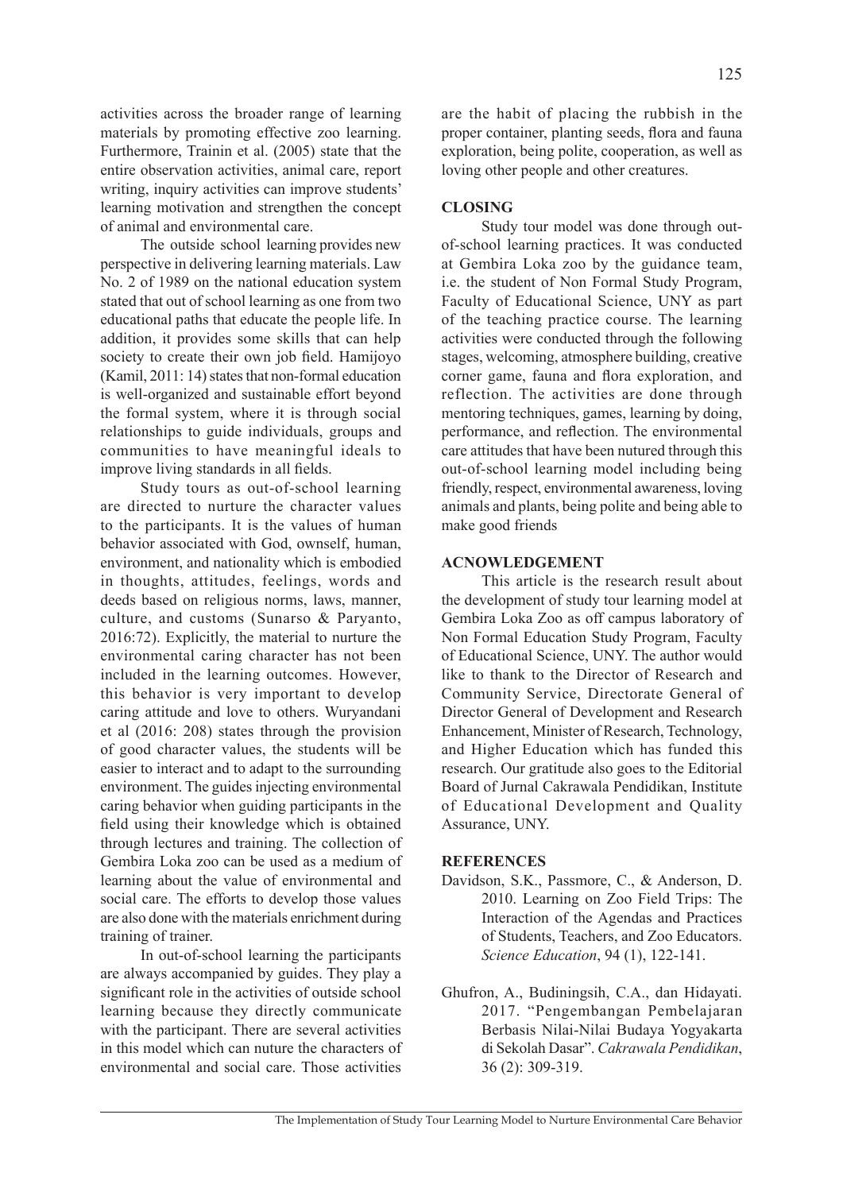activities across the broader range of learning materials by promoting effective zoo learning. Furthermore, Trainin et al. (2005) state that the entire observation activities, animal care, report writing, inquiry activities can improve students' learning motivation and strengthen the concept of animal and environmental care.

The outside school learning provides new perspective in delivering learning materials. Law No. 2 of 1989 on the national education system stated that out of school learning as one from two educational paths that educate the people life. In addition, it provides some skills that can help society to create their own job field. Hamijoyo (Kamil, 2011: 14) states that non-formal education is well-organized and sustainable effort beyond the formal system, where it is through social relationships to guide individuals, groups and communities to have meaningful ideals to improve living standards in all fields.

Study tours as out-of-school learning are directed to nurture the character values to the participants. It is the values of human behavior associated with God, ownself, human, environment, and nationality which is embodied in thoughts, attitudes, feelings, words and deeds based on religious norms, laws, manner, culture, and customs (Sunarso & Paryanto, 2016:72). Explicitly, the material to nurture the environmental caring character has not been included in the learning outcomes. However, this behavior is very important to develop caring attitude and love to others. Wuryandani et al (2016: 208) states through the provision of good character values, the students will be easier to interact and to adapt to the surrounding environment. The guides injecting environmental caring behavior when guiding participants in the field using their knowledge which is obtained through lectures and training. The collection of Gembira Loka zoo can be used as a medium of learning about the value of environmental and social care. The efforts to develop those values are also done with the materials enrichment during training of trainer.

In out-of-school learning the participants are always accompanied by guides. They play a significant role in the activities of outside school learning because they directly communicate with the participant. There are several activities in this model which can nuture the characters of environmental and social care. Those activities are the habit of placing the rubbish in the proper container, planting seeds, flora and fauna exploration, being polite, cooperation, as well as loving other people and other creatures.

## CLOSING

Study tour model was done through out-of-school learning practices. It was conducted at Gembira Loka zoo by the guidance team, i.e. the student of Non Formal Study Program, Faculty of Educational Science, UNY as part of the teaching practice course. The learning activities were conducted through the following stages, welcoming, atmosphere building, creative corner game, fauna and flora exploration, and reflection. The activities are done through mentoring techniques, games, learning by doing, performance, and reflection. The environmental care attitudes that have been nutured through this out-of-school learning model including being friendly, respect, environmental awareness, loving animals and plants, being polite and being able to make good friends

## ACNOWLEDGEMENT

This article is the research result about the development of study tour learning model at Gembira Loka Zoo as off campus laboratory of Non Formal Education Study Program, Faculty of Educational Science, UNY. The author would like to thank to the Director of Research and Community Service, Directorate General of Director General of Development and Research Enhancement, Minister of Research, Technology, and Higher Education which has funded this research. Our gratitude also goes to the Editorial Board of Jurnal Cakrawala Pendidikan, Institute of Educational Development and Quality Assurance, UNY.

## REFERENCES

Davidson, S.K., Passmore, C., & Anderson, D. 2010. Learning on Zoo Field Trips: The Interaction of the Agendas and Practices of Students, Teachers, and Zoo Educators. *Science Education*, 94 (1), 122-141.

Ghufron, A., Budiningsih, C.A., dan Hidayati. 2017. "Pengembangan Pembelajaran Berbasis Nilai-Nilai Budaya Yogyakarta di Sekolah Dasar". *Cakrawala Pendidikan*, 36 (2): 309-319.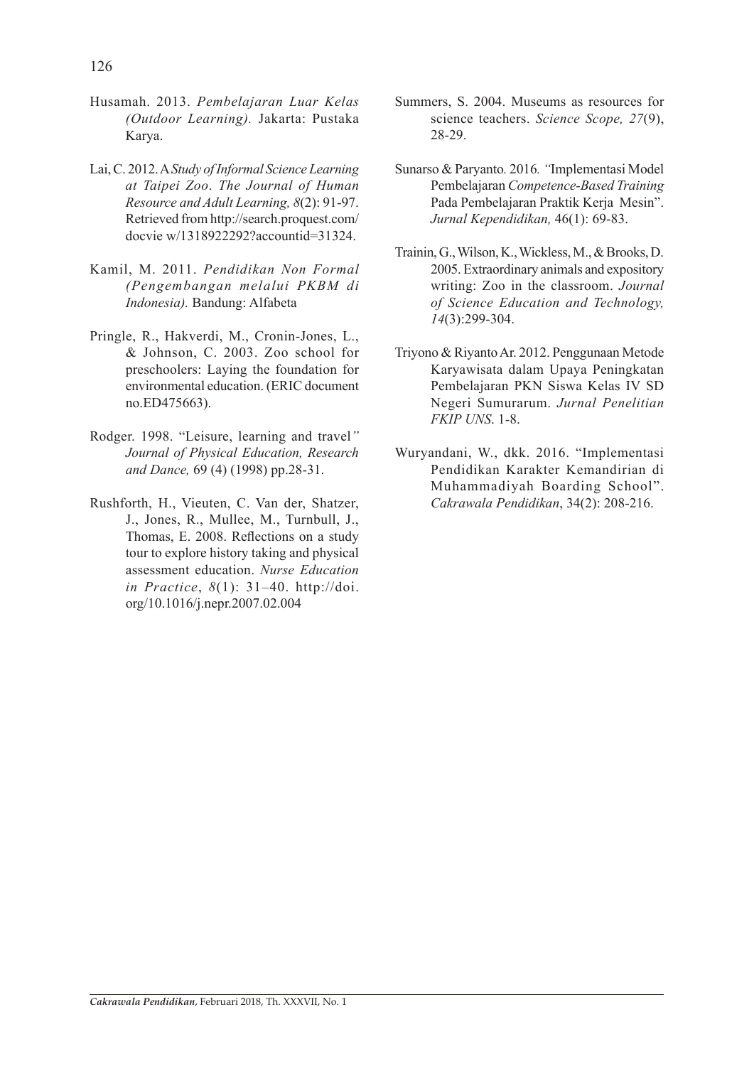Husamah. 2013. *Pembelajaran Luar Kelas (Outdoor Learning).* Jakarta: Pustaka Karya.

Lai, C. 2012. A *Study of Informal Science Learning at Taipei Zoo. The Journal of Human Resource and Adult Learning, 8*(2): 91-97. Retrieved from http://search.proquest.com/docvie w/1318922292?accountid=31324.

Kamil, M. 2011. *Pendidikan Non Formal (Pengembangan melalui PKBM di Indonesia).* Bandung: Alfabeta

Pringle, R., Hakverdi, M., Cronin-Jones, L., & Johnson, C. 2003. Zoo school for preschoolers: Laying the foundation for environmental education. (ERIC document no.ED475663).

Rodger. 1998. "Leisure, learning and travel*" Journal of Physical Education, Research and Dance,* 69 (4) (1998) pp.28-31.

Rushforth, H., Vieuten, C. Van der, Shatzer, J., Jones, R., Mullee, M., Turnbull, J., Thomas, E. 2008. Reflections on a study tour to explore history taking and physical assessment education. *Nurse Education in Practice*, *8*(1): 31–40. http://doi.org/10.1016/j.nepr.2007.02.004

Summers, S. 2004. Museums as resources for science teachers. *Science Scope, 27*(9), 28-29.

Sunarso & Paryanto. 2016. "Implementasi Model Pembelajaran *Competence-Based Training* Pada Pembelajaran Praktik Kerja Mesin". *Jurnal Kependidikan,* 46(1): 69-83.

Trainin, G., Wilson, K., Wickless, M., & Brooks, D. 2005. Extraordinary animals and expository writing: Zoo in the classroom. *Journal of Science Education and Technology, 14*(3):299-304.

Triyono & Riyanto Ar. 2012. Penggunaan Metode Karyawisata dalam Upaya Peningkatan Pembelajaran PKN Siswa Kelas IV SD Negeri Sumurarum. *Jurnal Penelitian FKIP UNS*. 1-8.

Wuryandani, W., dkk. 2016. "Implementasi Pendidikan Karakter Kemandirian di Muhammadiyah Boarding School". *Cakrawala Pendidikan*, 34(2): 208-216.